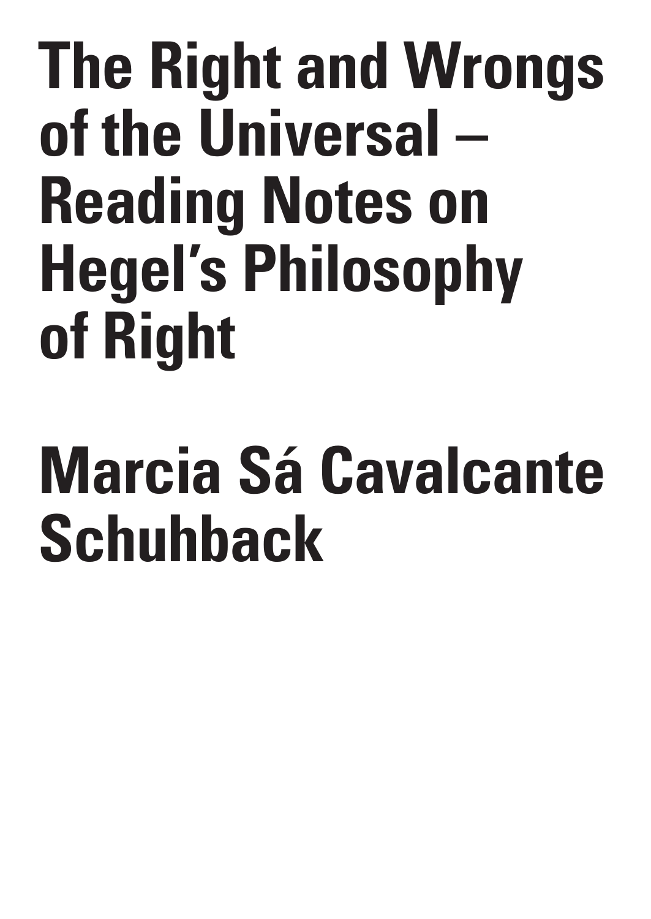# The Right and Wrongs of the Universal – Reading Notes on Hegel's Philosophy of Right

## Marcia Sá Cavalcante Schuhback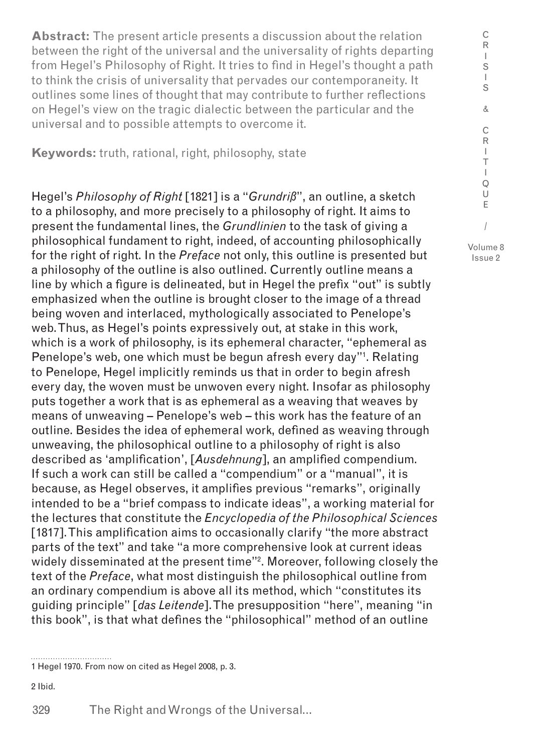**Abstract:** The present article presents a discussion about the relation between the right of the universal and the universality of rights departing from Hegel's Philosophy of Right. It tries to find in Hegel's thought a path to think the crisis of universality that pervades our contemporaneity. It outlines some lines of thought that may contribute to further reflections on Hegel's view on the tragic dialectic between the particular and the universal and to possible attempts to overcome it.

**Keywords:** truth, rational, right, philosophy, state

Hegel's *Philosophy of Right* [1821] is a "*Grundriß*", an outline, a sketch to a philosophy, and more precisely to a philosophy of right. It aims to present the fundamental lines, the *Grundlinien* to the task of giving a philosophical fundament to right, indeed, of accounting philosophically for the right of right. In the *Preface* not only, this outline is presented but a philosophy of the outline is also outlined. Currently outline means a line by which a figure is delineated, but in Hegel the prefix "out" is subtly emphasized when the outline is brought closer to the image of a thread being woven and interlaced, mythologically associated to Penelope's web. Thus, as Hegel's points expressively out, at stake in this work, which is a work of philosophy, is its ephemeral character, "ephemeral as Penelope's web, one which must be begun afresh every day"[1]. Relating to Penelope, Hegel implicitly reminds us that in order to begin afresh every day, the woven must be unwoven every night. Insofar as philosophy puts together a work that is as ephemeral as a weaving that weaves by means of unweaving – Penelope's web – this work has the feature of an outline. Besides the idea of ephemeral work, defined as weaving through unweaving, the philosophical outline to a philosophy of right is also described as 'amplification', [*Ausdehnung*], an amplified compendium. If such a work can still be called a "compendium" or a "manual", it is because, as Hegel observes, it amplifies previous "remarks", originally intended to be a "brief compass to indicate ideas", a working material for the lectures that constitute the *Encyclopedia of the Philosophical Sciences* [1817]. This amplification aims to occasionally clarify "the more abstract parts of the text" and take "a more comprehensive look at current ideas widely disseminated at the present time"[2]. Moreover, following closely the text of the *Preface*, what most distinguish the philosophical outline from an ordinary compendium is above all its method, which "constitutes its guiding principle" [*das Leitende*]. The presupposition "here", meaning "in this book", is that what defines the "philosophical" method of an outline

1 Hegel 1970. From now on cited as Hegel 2008, p. 3.

2 Ibid.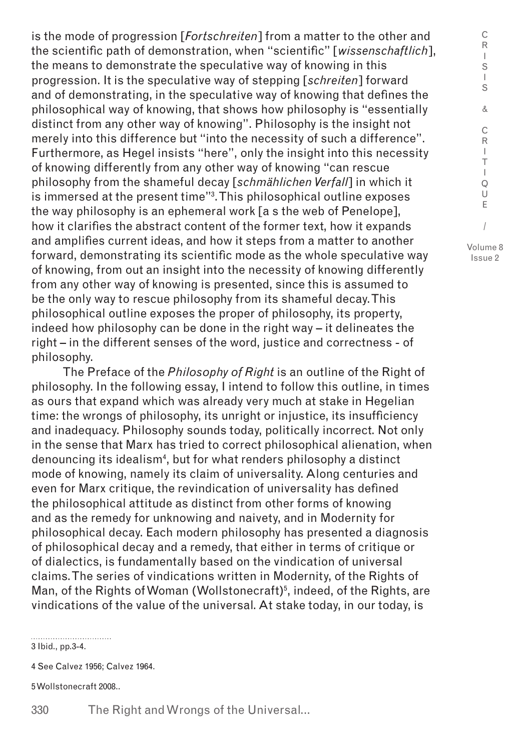is the mode of progression [*Fortschreiten*] from a matter to the other and the scientific path of demonstration, when "scientific" [*wissenschaftlich*], the means to demonstrate the speculative way of knowing in this progression. It is the speculative way of stepping [*schreiten*] forward and of demonstrating, in the speculative way of knowing that defines the philosophical way of knowing, that shows how philosophy is "essentially distinct from any other way of knowing". Philosophy is the insight not merely into this difference but "into the necessity of such a difference". Furthermore, as Hegel insists "here", only the insight into this necessity of knowing differently from any other way of knowing "can rescue philosophy from the shameful decay [*schmählichen Verfall*] in which it is immersed at the present time"[3]. This philosophical outline exposes the way philosophy is an ephemeral work [a s the web of Penelope], how it clarifies the abstract content of the former text, how it expands and amplifies current ideas, and how it steps from a matter to another forward, demonstrating its scientific mode as the whole speculative way of knowing, from out an insight into the necessity of knowing differently from any other way of knowing is presented, since this is assumed to be the only way to rescue philosophy from its shameful decay. This philosophical outline exposes the proper of philosophy, its property, indeed how philosophy can be done in the right way – it delineates the right – in the different senses of the word, justice and correctness - of philosophy.

The Preface of the *Philosophy of Right* is an outline of the Right of philosophy. In the following essay, I intend to follow this outline, in times as ours that expand which was already very much at stake in Hegelian time: the wrongs of philosophy, its unright or injustice, its insufficiency and inadequacy. Philosophy sounds today, politically incorrect. Not only in the sense that Marx has tried to correct philosophical alienation, when denouncing its idealism[4], but for what renders philosophy a distinct mode of knowing, namely its claim of universality. Along centuries and even for Marx critique, the revindication of universality has defined the philosophical attitude as distinct from other forms of knowing and as the remedy for unknowing and naivety, and in Modernity for philosophical decay. Each modern philosophy has presented a diagnosis of philosophical decay and a remedy, that either in terms of critique or of dialectics, is fundamentally based on the vindication of universal claims. The series of vindications written in Modernity, of the Rights of Man, of the Rights of Woman (Wollstonecraft)[5], indeed, of the Rights, are vindications of the value of the universal. At stake today, in our today, is

3 Ibid., pp.3-4.

4 See Calvez 1956; Calvez 1964.

5 Wollstonecraft 2008..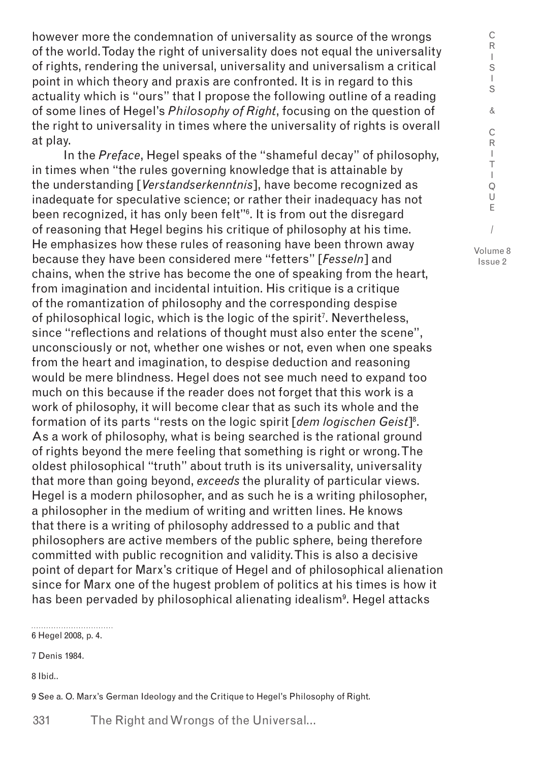however more the condemnation of universality as source of the wrongs of the world. Today the right of universality does not equal the universality of rights, rendering the universal, universality and universalism a critical point in which theory and praxis are confronted. It is in regard to this actuality which is "ours" that I propose the following outline of a reading of some lines of Hegel's *Philosophy of Right*, focusing on the question of the right to universality in times where the universality of rights is overall at play.

In the *Preface*, Hegel speaks of the "shameful decay" of philosophy, in times when "the rules governing knowledge that is attainable by the understanding [*Verstandserkenntnis*], have become recognized as inadequate for speculative science; or rather their inadequacy has not been recognized, it has only been felt"[6]. It is from out the disregard of reasoning that Hegel begins his critique of philosophy at his time. He emphasizes how these rules of reasoning have been thrown away because they have been considered mere "fetters" [*Fesseln*] and chains, when the strive has become the one of speaking from the heart, from imagination and incidental intuition. His critique is a critique of the romantization of philosophy and the corresponding despise of philosophical logic, which is the logic of the spirit[7]. Nevertheless, since "reflections and relations of thought must also enter the scene", unconsciously or not, whether one wishes or not, even when one speaks from the heart and imagination, to despise deduction and reasoning would be mere blindness. Hegel does not see much need to expand too much on this because if the reader does not forget that this work is a work of philosophy, it will become clear that as such its whole and the formation of its parts "rests on the logic spirit [*dem logischen Geist*][8]. As a work of philosophy, what is being searched is the rational ground of rights beyond the mere feeling that something is right or wrong. The oldest philosophical "truth" about truth is its universality, universality that more than going beyond, *exceeds* the plurality of particular views. Hegel is a modern philosopher, and as such he is a writing philosopher, a philosopher in the medium of writing and written lines. He knows that there is a writing of philosophy addressed to a public and that philosophers are active members of the public sphere, being therefore committed with public recognition and validity. This is also a decisive point of depart for Marx's critique of Hegel and of philosophical alienation since for Marx one of the hugest problem of politics at his times is how it has been pervaded by philosophical alienating idealism[9]. Hegel attacks

6 Hegel 2008, p. 4.

7 Denis 1984.

8 Ibid..

9 See a. O. Marx's German Ideology and the Critique to Hegel's Philosophy of Right.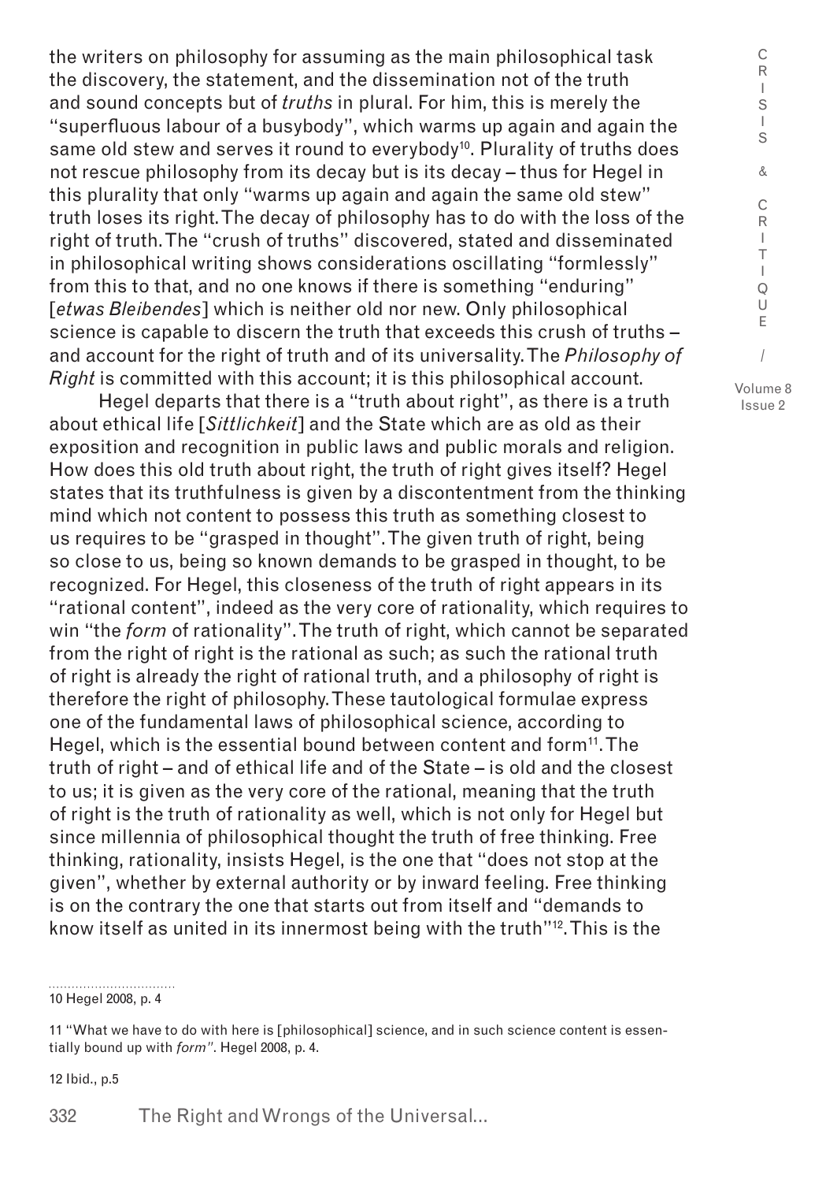the writers on philosophy for assuming as the main philosophical task the discovery, the statement, and the dissemination not of the truth and sound concepts but of *truths* in plural. For him, this is merely the "superfluous labour of a busybody", which warms up again and again the same old stew and serves it round to everybody[10]. Plurality of truths does not rescue philosophy from its decay but is its decay – thus for Hegel in this plurality that only "warms up again and again the same old stew" truth loses its right. The decay of philosophy has to do with the loss of the right of truth. The "crush of truths" discovered, stated and disseminated in philosophical writing shows considerations oscillating "formlessly" from this to that, and no one knows if there is something "enduring" [*etwas Bleibendes*] which is neither old nor new. Only philosophical science is capable to discern the truth that exceeds this crush of truths – and account for the right of truth and of its universality. The *Philosophy of Right* is committed with this account; it is this philosophical account.

Hegel departs that there is a "truth about right", as there is a truth about ethical life [*Sittlichkeit*] and the State which are as old as their exposition and recognition in public laws and public morals and religion. How does this old truth about right, the truth of right gives itself? Hegel states that its truthfulness is given by a discontentment from the thinking mind which not content to possess this truth as something closest to us requires to be "grasped in thought". The given truth of right, being so close to us, being so known demands to be grasped in thought, to be recognized. For Hegel, this closeness of the truth of right appears in its "rational content", indeed as the very core of rationality, which requires to win "the *form* of rationality". The truth of right, which cannot be separated from the right of right is the rational as such; as such the rational truth of right is already the right of rational truth, and a philosophy of right is therefore the right of philosophy. These tautological formulae express one of the fundamental laws of philosophical science, according to Hegel, which is the essential bound between content and form[11]. The truth of right – and of ethical life and of the State – is old and the closest to us; it is given as the very core of the rational, meaning that the truth of right is the truth of rationality as well, which is not only for Hegel but since millennia of philosophical thought the truth of free thinking. Free thinking, rationality, insists Hegel, is the one that "does not stop at the given", whether by external authority or by inward feeling. Free thinking is on the contrary the one that starts out from itself and "demands to know itself as united in its innermost being with the truth"[12]. This is the

10 Hegel 2008, p. 4

11 "What we have to do with here is [philosophical] science, and in such science content is essentially bound up with *form*". Hegel 2008, p. 4.

12 Ibid., p.5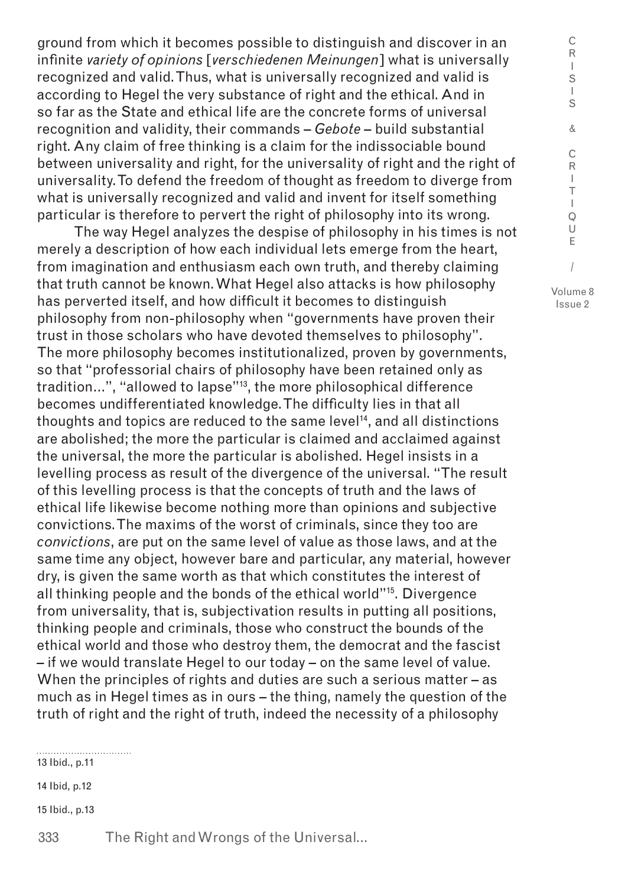ground from which it becomes possible to distinguish and discover in an infinite *variety of opinions* [*verschiedenen Meinungen*] what is universally recognized and valid. Thus, what is universally recognized and valid is according to Hegel the very substance of right and the ethical. And in so far as the State and ethical life are the concrete forms of universal recognition and validity, their commands – *Gebote* – build substantial right. Any claim of free thinking is a claim for the indissociable bound between universality and right, for the universality of right and the right of universality. To defend the freedom of thought as freedom to diverge from what is universally recognized and valid and invent for itself something particular is therefore to pervert the right of philosophy into its wrong.

The way Hegel analyzes the despise of philosophy in his times is not merely a description of how each individual lets emerge from the heart, from imagination and enthusiasm each own truth, and thereby claiming that truth cannot be known. What Hegel also attacks is how philosophy has perverted itself, and how difficult it becomes to distinguish philosophy from non-philosophy when "governments have proven their trust in those scholars who have devoted themselves to philosophy". The more philosophy becomes institutionalized, proven by governments, so that "professorial chairs of philosophy have been retained only as tradition…", "allowed to lapse"[13], the more philosophical difference becomes undifferentiated knowledge. The difficulty lies in that all thoughts and topics are reduced to the same level[14], and all distinctions are abolished; the more the particular is claimed and acclaimed against the universal, the more the particular is abolished. Hegel insists in a levelling process as result of the divergence of the universal. "The result of this levelling process is that the concepts of truth and the laws of ethical life likewise become nothing more than opinions and subjective convictions. The maxims of the worst of criminals, since they too are *convictions*, are put on the same level of value as those laws, and at the same time any object, however bare and particular, any material, however dry, is given the same worth as that which constitutes the interest of all thinking people and the bonds of the ethical world"[15]. Divergence from universality, that is, subjectivation results in putting all positions, thinking people and criminals, those who construct the bounds of the ethical world and those who destroy them, the democrat and the fascist – if we would translate Hegel to our today – on the same level of value. When the principles of rights and duties are such a serious matter – as much as in Hegel times as in ours – the thing, namely the question of the truth of right and the right of truth, indeed the necessity of a philosophy

13 Ibid., p.11

14 Ibid, p.12

15 Ibid., p.13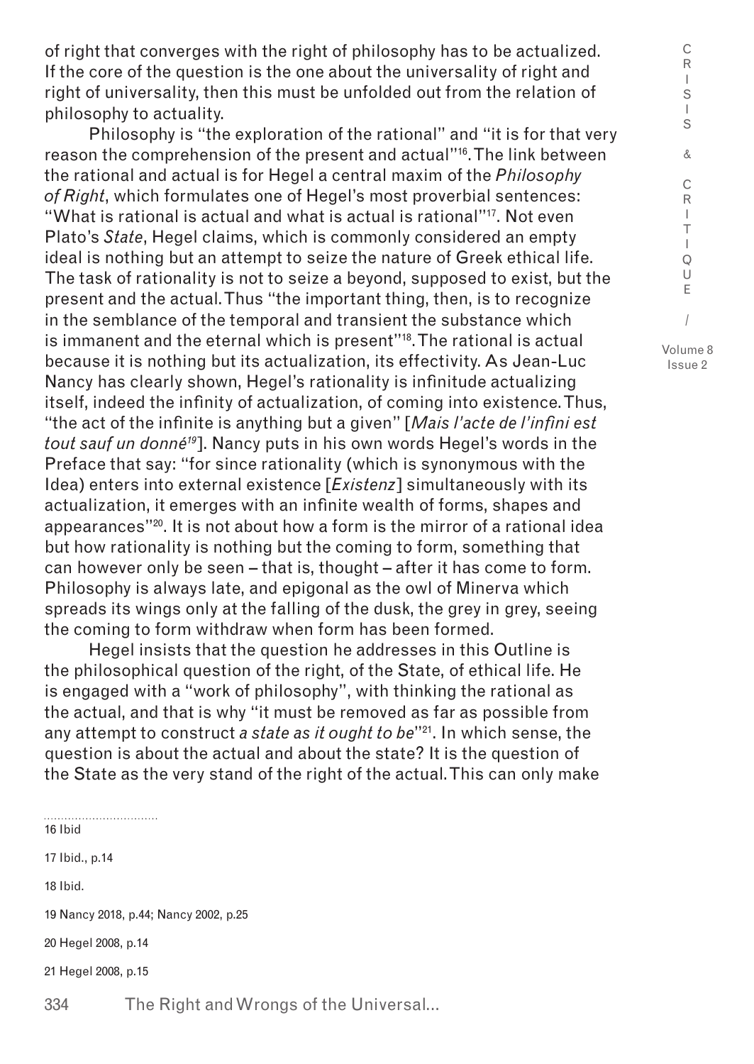of right that converges with the right of philosophy has to be actualized. If the core of the question is the one about the universality of right and right of universality, then this must be unfolded out from the relation of philosophy to actuality.

Philosophy is "the exploration of the rational" and "it is for that very reason the comprehension of the present and actual"[16]. The link between the rational and actual is for Hegel a central maxim of the *Philosophy of Right*, which formulates one of Hegel's most proverbial sentences: "What is rational is actual and what is actual is rational"[17]. Not even Plato's *State*, Hegel claims, which is commonly considered an empty ideal is nothing but an attempt to seize the nature of Greek ethical life. The task of rationality is not to seize a beyond, supposed to exist, but the present and the actual. Thus "the important thing, then, is to recognize in the semblance of the temporal and transient the substance which is immanent and the eternal which is present"[18]. The rational is actual because it is nothing but its actualization, its effectivity. As Jean-Luc Nancy has clearly shown, Hegel's rationality is infinitude actualizing itself, indeed the infinity of actualization, of coming into existence. Thus, "the act of the infinite is anything but a given" [*Mais l'acte de l'infini est tout sauf un donné*[19]]. Nancy puts in his own words Hegel's words in the Preface that say: "for since rationality (which is synonymous with the Idea) enters into external existence [*Existenz*] simultaneously with its actualization, it emerges with an infinite wealth of forms, shapes and appearances"[20]. It is not about how a form is the mirror of a rational idea but how rationality is nothing but the coming to form, something that can however only be seen – that is, thought – after it has come to form. Philosophy is always late, and epigonal as the owl of Minerva which spreads its wings only at the falling of the dusk, the grey in grey, seeing the coming to form withdraw when form has been formed.

Hegel insists that the question he addresses in this Outline is the philosophical question of the right, of the State, of ethical life. He is engaged with a "work of philosophy", with thinking the rational as the actual, and that is why "it must be removed as far as possible from any attempt to construct *a state as it ought to be*"[21]. In which sense, the question is about the actual and about the state? It is the question of the State as the very stand of the right of the actual. This can only make

16 Ibid

17 Ibid., p.14

18 Ibid.

19 Nancy 2018, p.44; Nancy 2002, p.25

20 Hegel 2008, p.14

21 Hegel 2008, p.15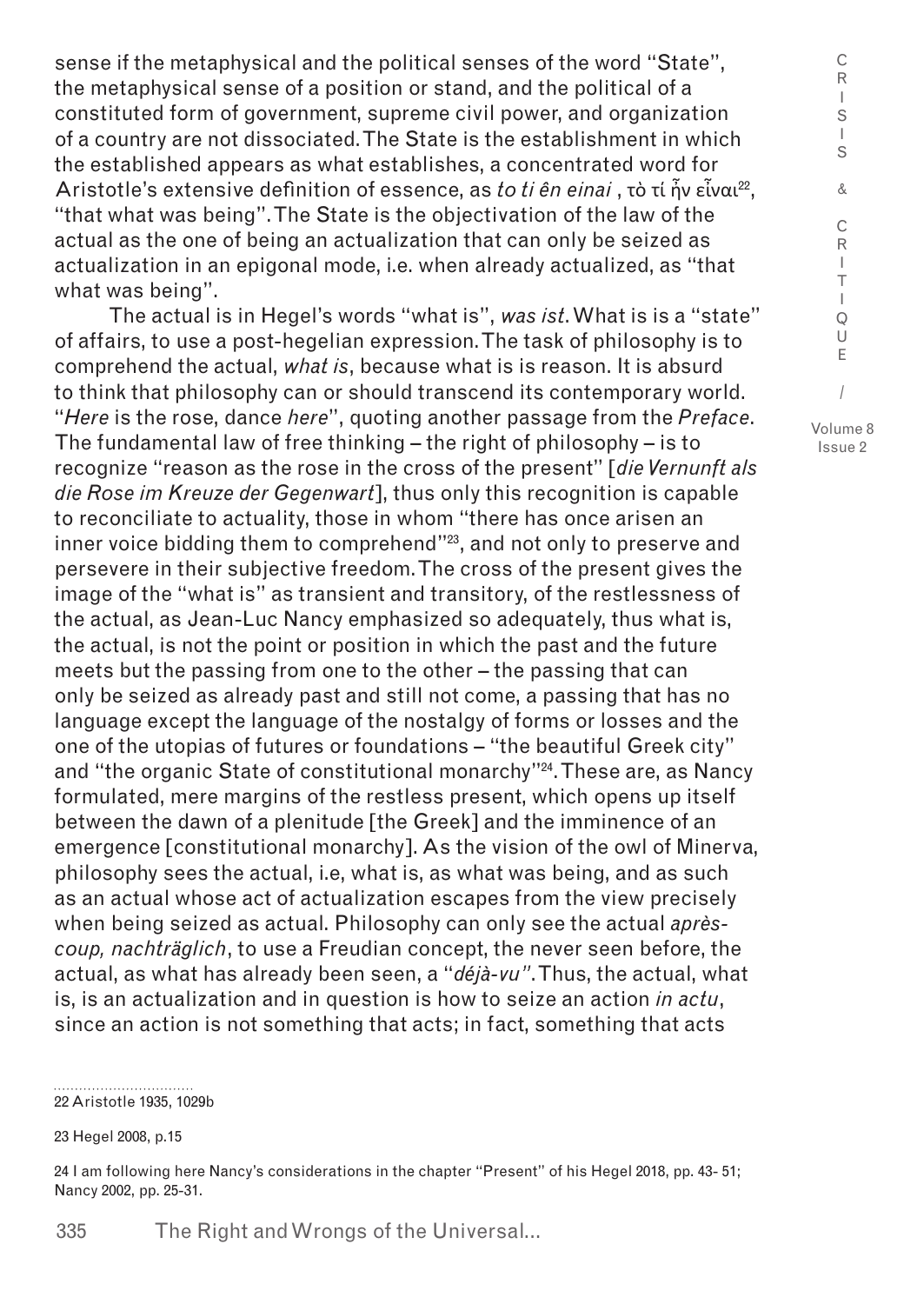sense if the metaphysical and the political senses of the word "State", the metaphysical sense of a position or stand, and the political of a constituted form of government, supreme civil power, and organization of a country are not dissociated. The State is the establishment in which the established appears as what establishes, a concentrated word for Aristotle's extensive definition of essence, as *to ti ên einai* , τὸ τί ἦν εἶναι[22], "that what was being". The State is the objectivation of the law of the actual as the one of being an actualization that can only be seized as actualization in an epigonal mode, i.e. when already actualized, as "that what was being".

The actual is in Hegel's words "what is", *was ist*. What is is a "state" of affairs, to use a post-hegelian expression. The task of philosophy is to comprehend the actual, *what is*, because what is is reason. It is absurd to think that philosophy can or should transcend its contemporary world. "*Here* is the rose, dance *here*", quoting another passage from the *Preface*. The fundamental law of free thinking – the right of philosophy – is to recognize "reason as the rose in the cross of the present" [*die Vernunft als die Rose im Kreuze der Gegenwart*], thus only this recognition is capable to reconciliate to actuality, those in whom "there has once arisen an inner voice bidding them to comprehend"[23], and not only to preserve and persevere in their subjective freedom. The cross of the present gives the image of the "what is" as transient and transitory, of the restlessness of the actual, as Jean-Luc Nancy emphasized so adequately, thus what is, the actual, is not the point or position in which the past and the future meets but the passing from one to the other – the passing that can only be seized as already past and still not come, a passing that has no language except the language of the nostalgy of forms or losses and the one of the utopias of futures or foundations – "the beautiful Greek city" and "the organic State of constitutional monarchy"[24]. These are, as Nancy formulated, mere margins of the restless present, which opens up itself between the dawn of a plenitude [the Greek] and the imminence of an emergence [constitutional monarchy]. As the vision of the owl of Minerva, philosophy sees the actual, i.e, what is, as what was being, and as such as an actual whose act of actualization escapes from the view precisely when being seized as actual. Philosophy can only see the actual *après-coup, nachträglich*, to use a Freudian concept, the never seen before, the actual, as what has already been seen, a "*déjà-vu"*. Thus, the actual, what is, is an actualization and in question is how to seize an action *in actu*, since an action is not something that acts; in fact, something that acts

22 Aristotle 1935, 1029b

23 Hegel 2008, p.15

24 I am following here Nancy's considerations in the chapter "Present" of his Hegel 2018, pp. 43- 51; Nancy 2002, pp. 25-31.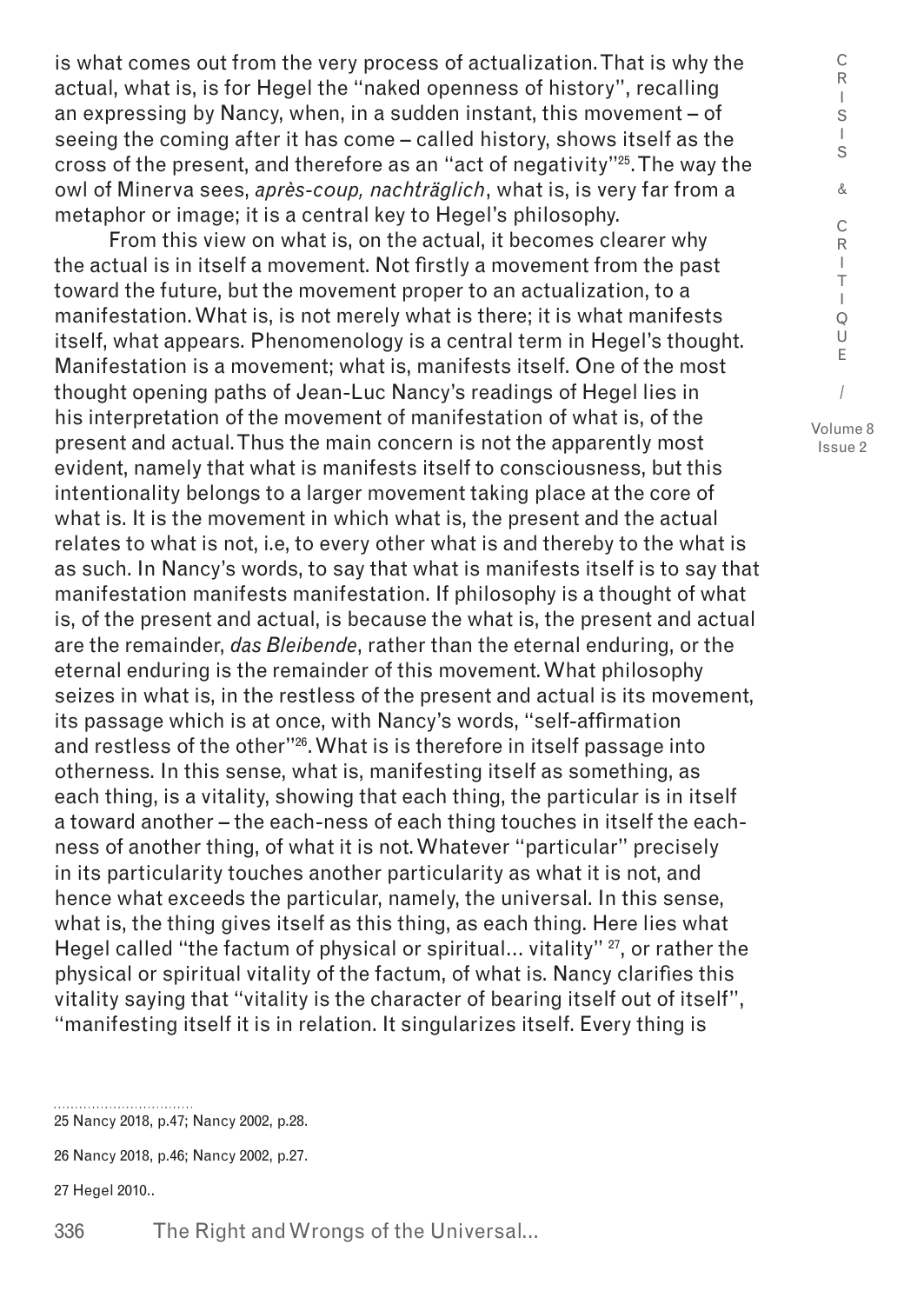is what comes out from the very process of actualization. That is why the actual, what is, is for Hegel the "naked openness of history", recalling an expressing by Nancy, when, in a sudden instant, this movement – of seeing the coming after it has come – called history, shows itself as the cross of the present, and therefore as an "act of negativity"[25]. The way the owl of Minerva sees, *après-coup, nachträglich*, what is, is very far from a metaphor or image; it is a central key to Hegel's philosophy.

From this view on what is, on the actual, it becomes clearer why the actual is in itself a movement. Not firstly a movement from the past toward the future, but the movement proper to an actualization, to a manifestation. What is, is not merely what is there; it is what manifests itself, what appears. Phenomenology is a central term in Hegel's thought. Manifestation is a movement; what is, manifests itself. One of the most thought opening paths of Jean-Luc Nancy's readings of Hegel lies in his interpretation of the movement of manifestation of what is, of the present and actual. Thus the main concern is not the apparently most evident, namely that what is manifests itself to consciousness, but this intentionality belongs to a larger movement taking place at the core of what is. It is the movement in which what is, the present and the actual relates to what is not, i.e, to every other what is and thereby to the what is as such. In Nancy's words, to say that what is manifests itself is to say that manifestation manifests manifestation. If philosophy is a thought of what is, of the present and actual, is because the what is, the present and actual are the remainder, *das Bleibende*, rather than the eternal enduring, or the eternal enduring is the remainder of this movement. What philosophy seizes in what is, in the restless of the present and actual is its movement, its passage which is at once, with Nancy's words, "self-affirmation and restless of the other"[26]. What is is therefore in itself passage into otherness. In this sense, what is, manifesting itself as something, as each thing, is a vitality, showing that each thing, the particular is in itself a toward another – the each-ness of each thing touches in itself the each-ness of another thing, of what it is not. Whatever "particular" precisely in its particularity touches another particularity as what it is not, and hence what exceeds the particular, namely, the universal. In this sense, what is, the thing gives itself as this thing, as each thing. Here lies what Hegel called "the factum of physical or spiritual... vitality" [27], or rather the physical or spiritual vitality of the factum, of what is. Nancy clarifies this vitality saying that "vitality is the character of bearing itself out of itself", "manifesting itself it is in relation. It singularizes itself. Every thing is

---

25 Nancy 2018, p.47; Nancy 2002, p.28.

26 Nancy 2018, p.46; Nancy 2002, p.27.

27 Hegel 2010..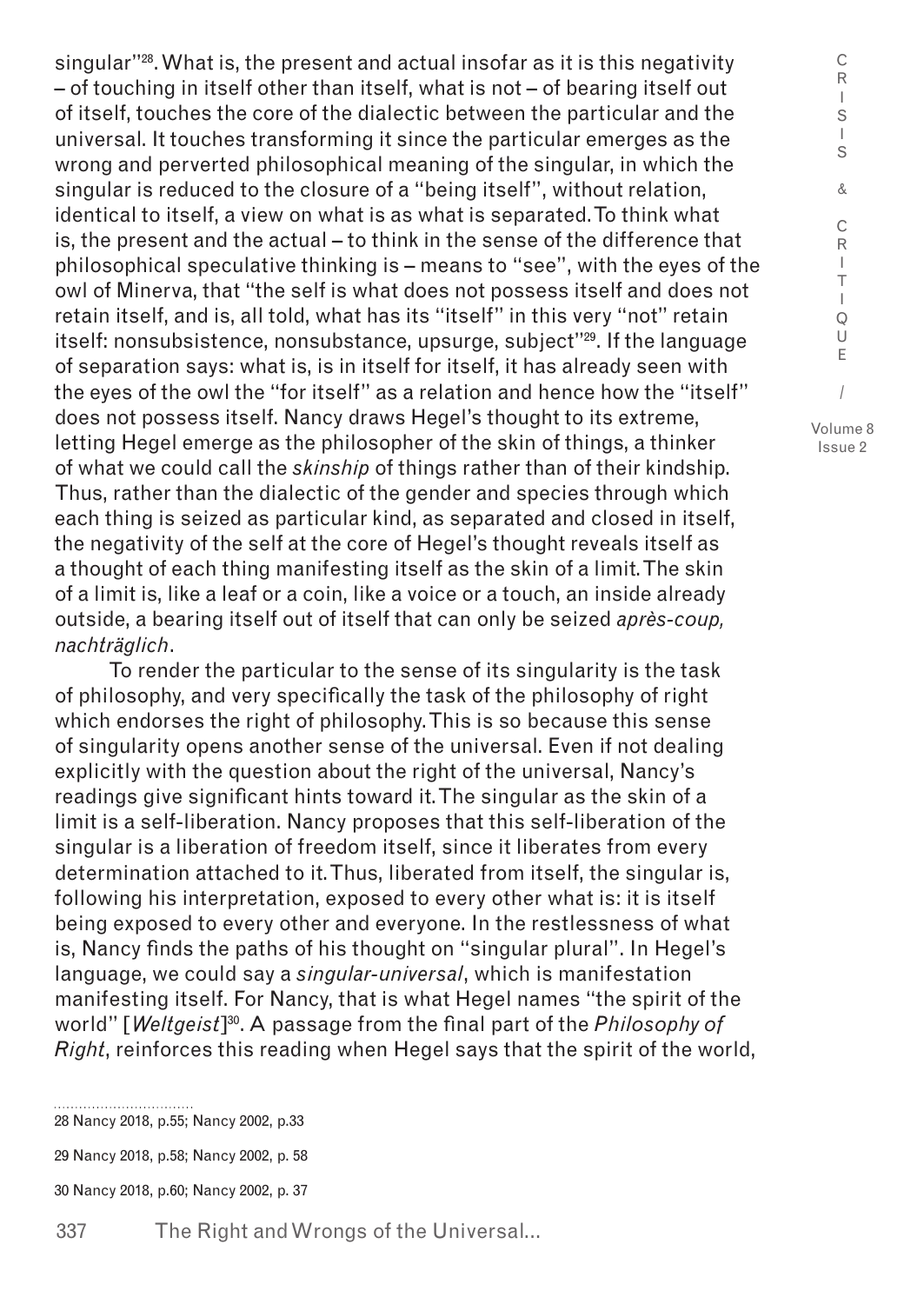singular"[28]. What is, the present and actual insofar as it is this negativity – of touching in itself other than itself, what is not – of bearing itself out of itself, touches the core of the dialectic between the particular and the universal. It touches transforming it since the particular emerges as the wrong and perverted philosophical meaning of the singular, in which the singular is reduced to the closure of a "being itself", without relation, identical to itself, a view on what is as what is separated. To think what is, the present and the actual – to think in the sense of the difference that philosophical speculative thinking is – means to "see", with the eyes of the owl of Minerva, that "the self is what does not possess itself and does not retain itself, and is, all told, what has its "itself" in this very "not" retain itself: nonsubsistence, nonsubstance, upsurge, subject"[29]. If the language of separation says: what is, is in itself for itself, it has already seen with the eyes of the owl the "for itself" as a relation and hence how the "itself" does not possess itself. Nancy draws Hegel's thought to its extreme, letting Hegel emerge as the philosopher of the skin of things, a thinker of what we could call the *skinship* of things rather than of their kindship. Thus, rather than the dialectic of the gender and species through which each thing is seized as particular kind, as separated and closed in itself, the negativity of the self at the core of Hegel's thought reveals itself as a thought of each thing manifesting itself as the skin of a limit. The skin of a limit is, like a leaf or a coin, like a voice or a touch, an inside already outside, a bearing itself out of itself that can only be seized *après-coup, nachträglich*.

To render the particular to the sense of its singularity is the task of philosophy, and very specifically the task of the philosophy of right which endorses the right of philosophy. This is so because this sense of singularity opens another sense of the universal. Even if not dealing explicitly with the question about the right of the universal, Nancy's readings give significant hints toward it. The singular as the skin of a limit is a self-liberation. Nancy proposes that this self-liberation of the singular is a liberation of freedom itself, since it liberates from every determination attached to it. Thus, liberated from itself, the singular is, following his interpretation, exposed to every other what is: it is itself being exposed to every other and everyone. In the restlessness of what is, Nancy finds the paths of his thought on "singular plural". In Hegel's language, we could say a *singular-universal*, which is manifestation manifesting itself. For Nancy, that is what Hegel names "the spirit of the world" [*Weltgeist*][30]. A passage from the final part of the *Philosophy of Right*, reinforces this reading when Hegel says that the spirit of the world,

28 Nancy 2018, p.55; Nancy 2002, p.33

29 Nancy 2018, p.58; Nancy 2002, p. 58

30 Nancy 2018, p.60; Nancy 2002, p. 37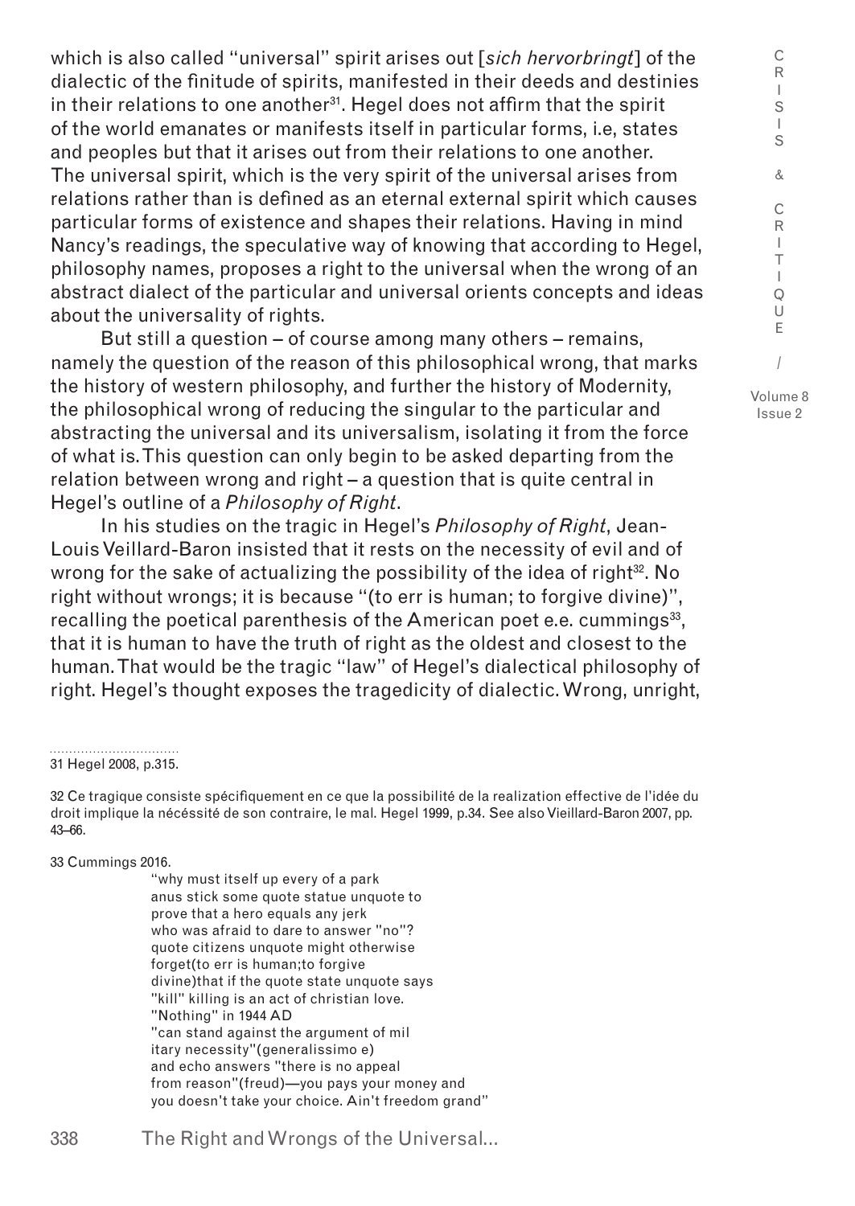which is also called "universal" spirit arises out [*sich hervorbringt*] of the dialectic of the finitude of spirits, manifested in their deeds and destinies in their relations to one another[31]. Hegel does not affirm that the spirit of the world emanates or manifests itself in particular forms, i.e, states and peoples but that it arises out from their relations to one another. The universal spirit, which is the very spirit of the universal arises from relations rather than is defined as an eternal external spirit which causes particular forms of existence and shapes their relations. Having in mind Nancy's readings, the speculative way of knowing that according to Hegel, philosophy names, proposes a right to the universal when the wrong of an abstract dialect of the particular and universal orients concepts and ideas about the universality of rights.

But still a question – of course among many others – remains, namely the question of the reason of this philosophical wrong, that marks the history of western philosophy, and further the history of Modernity, the philosophical wrong of reducing the singular to the particular and abstracting the universal and its universalism, isolating it from the force of what is. This question can only begin to be asked departing from the relation between wrong and right – a question that is quite central in Hegel's outline of a *Philosophy of Right*.

In his studies on the tragic in Hegel's *Philosophy of Right*, Jean-Louis Veillard-Baron insisted that it rests on the necessity of evil and of wrong for the sake of actualizing the possibility of the idea of right[32]. No right without wrongs; it is because "(to err is human; to forgive divine)", recalling the poetical parenthesis of the American poet e.e. cummings[33], that it is human to have the truth of right as the oldest and closest to the human. That would be the tragic "law" of Hegel's dialectical philosophy of right. Hegel's thought exposes the tragedicity of dialectic. Wrong, unright,

31 Hegel 2008, p.315.

32 Ce tragique consiste spécifiquement en ce que la possibilité de la realization effective de l'idée du droit implique la nécéssité de son contraire, le mal. Hegel 1999, p.34. See also Vieillard-Baron 2007, pp. 43–66.

33 Cummings 2016.

"why must itself up every of a park
anus stick some quote statue unquote to
prove that a hero equals any jerk
who was afraid to dare to answer "no"?
quote citizens unquote might otherwise
forget(to err is human;to forgive
divine)that if the quote state unquote says
"kill" killing is an act of christian love.
"Nothing" in 1944 AD
"can stand against the argument of mil
itary necessity"(generalissimo e)
and echo answers "there is no appeal
from reason"(freud)—you pays your money and
you doesn't take your choice. Ain't freedom grand"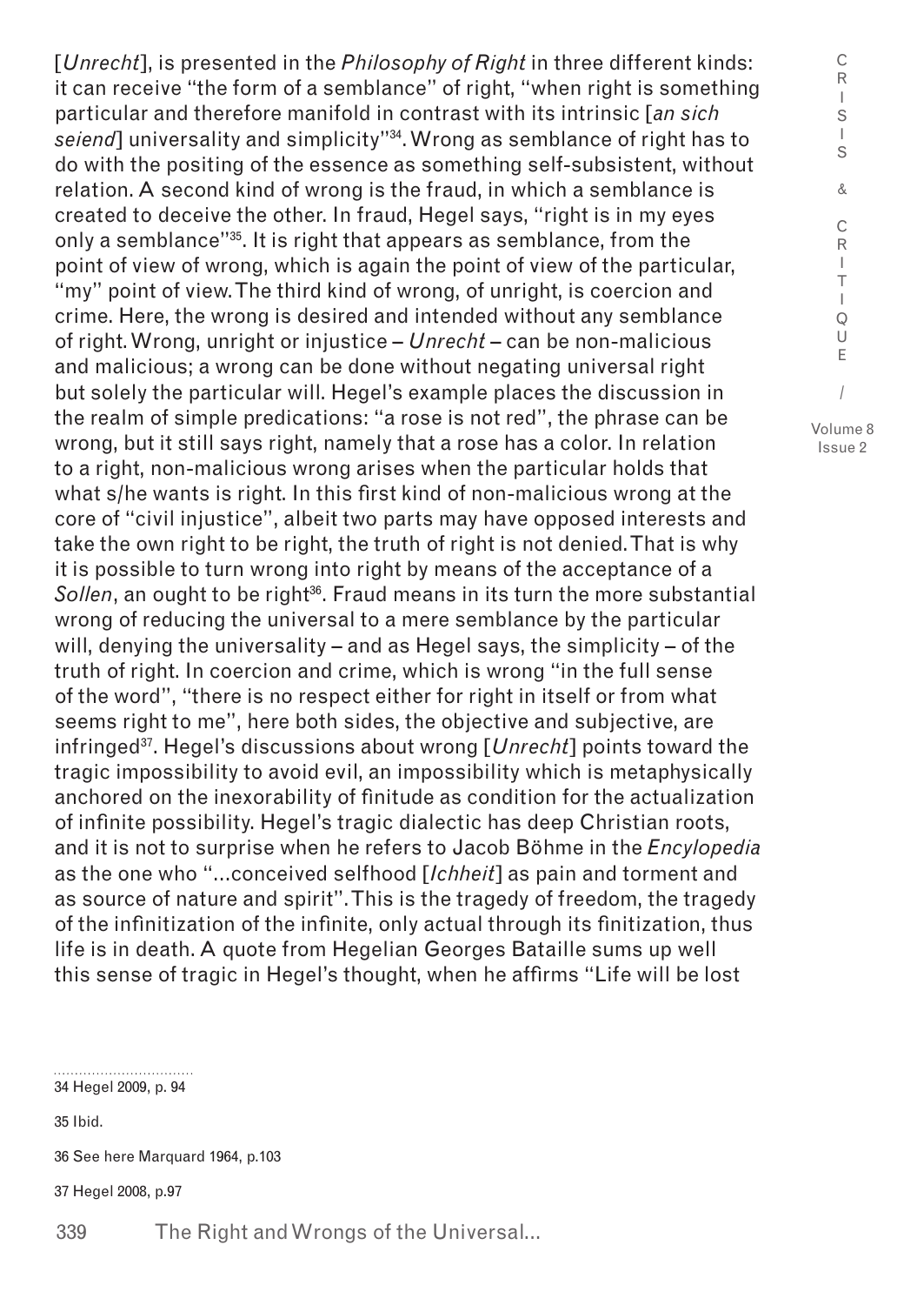[*Unrecht*], is presented in the *Philosophy of Right* in three different kinds: it can receive "the form of a semblance" of right, "when right is something particular and therefore manifold in contrast with its intrinsic [*an sich seiend*] universality and simplicity"[34]. Wrong as semblance of right has to do with the positing of the essence as something self-subsistent, without relation. A second kind of wrong is the fraud, in which a semblance is created to deceive the other. In fraud, Hegel says, "right is in my eyes only a semblance"[35]. It is right that appears as semblance, from the point of view of wrong, which is again the point of view of the particular, "my" point of view. The third kind of wrong, of unright, is coercion and crime. Here, the wrong is desired and intended without any semblance of right. Wrong, unright or injustice – *Unrecht* – can be non-malicious and malicious; a wrong can be done without negating universal right but solely the particular will. Hegel's example places the discussion in the realm of simple predications: "a rose is not red", the phrase can be wrong, but it still says right, namely that a rose has a color. In relation to a right, non-malicious wrong arises when the particular holds that what s/he wants is right. In this first kind of non-malicious wrong at the core of "civil injustice", albeit two parts may have opposed interests and take the own right to be right, the truth of right is not denied. That is why it is possible to turn wrong into right by means of the acceptance of a *Sollen*, an ought to be right[36]. Fraud means in its turn the more substantial wrong of reducing the universal to a mere semblance by the particular will, denying the universality – and as Hegel says, the simplicity – of the truth of right. In coercion and crime, which is wrong "in the full sense of the word", "there is no respect either for right in itself or from what seems right to me", here both sides, the objective and subjective, are infringed[37]. Hegel's discussions about wrong [*Unrecht*] points toward the tragic impossibility to avoid evil, an impossibility which is metaphysically anchored on the inexorability of finitude as condition for the actualization of infinite possibility. Hegel's tragic dialectic has deep Christian roots, and it is not to surprise when he refers to Jacob Böhme in the *Encylopedia* as the one who "...conceived selfhood [*Ichheit*] as pain and torment and as source of nature and spirit". This is the tragedy of freedom, the tragedy of the infinitization of the infinite, only actual through its finitization, thus life is in death. A quote from Hegelian Georges Bataille sums up well this sense of tragic in Hegel's thought, when he affirms "Life will be lost

34 Hegel 2009, p. 94

35 Ibid.

36 See here Marquard 1964, p.103

37 Hegel 2008, p.97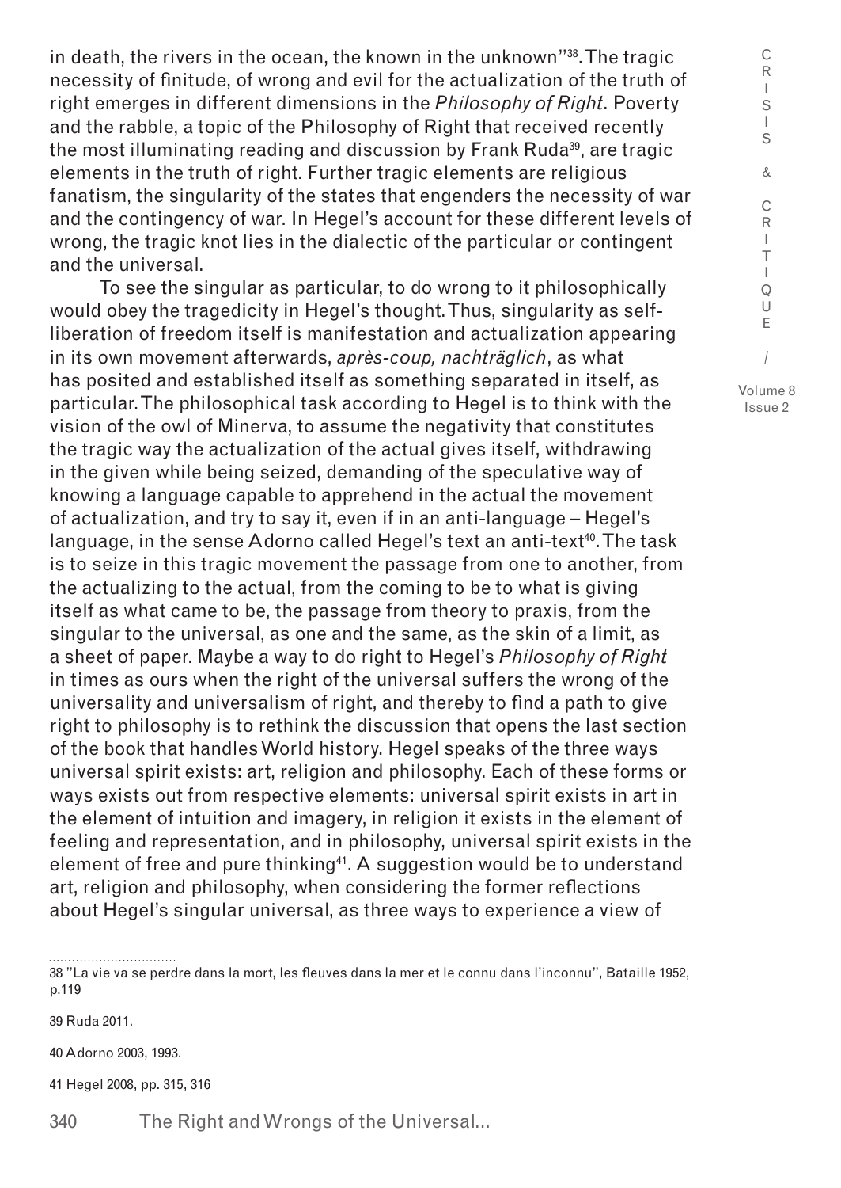in death, the rivers in the ocean, the known in the unknown"[38]. The tragic necessity of finitude, of wrong and evil for the actualization of the truth of right emerges in different dimensions in the *Philosophy of Right*. Poverty and the rabble, a topic of the Philosophy of Right that received recently the most illuminating reading and discussion by Frank Ruda[39], are tragic elements in the truth of right. Further tragic elements are religious fanatism, the singularity of the states that engenders the necessity of war and the contingency of war. In Hegel's account for these different levels of wrong, the tragic knot lies in the dialectic of the particular or contingent and the universal.

To see the singular as particular, to do wrong to it philosophically would obey the tragedicity in Hegel's thought. Thus, singularity as self-liberation of freedom itself is manifestation and actualization appearing in its own movement afterwards, *après-coup, nachträglich*, as what has posited and established itself as something separated in itself, as particular. The philosophical task according to Hegel is to think with the vision of the owl of Minerva, to assume the negativity that constitutes the tragic way the actualization of the actual gives itself, withdrawing in the given while being seized, demanding of the speculative way of knowing a language capable to apprehend in the actual the movement of actualization, and try to say it, even if in an anti-language – Hegel's language, in the sense Adorno called Hegel's text an anti-text[40]. The task is to seize in this tragic movement the passage from one to another, from the actualizing to the actual, from the coming to be to what is giving itself as what came to be, the passage from theory to praxis, from the singular to the universal, as one and the same, as the skin of a limit, as a sheet of paper. Maybe a way to do right to Hegel's *Philosophy of Right* in times as ours when the right of the universal suffers the wrong of the universality and universalism of right, and thereby to find a path to give right to philosophy is to rethink the discussion that opens the last section of the book that handles World history. Hegel speaks of the three ways universal spirit exists: art, religion and philosophy. Each of these forms or ways exists out from respective elements: universal spirit exists in art in the element of intuition and imagery, in religion it exists in the element of feeling and representation, and in philosophy, universal spirit exists in the element of free and pure thinking[41]. A suggestion would be to understand art, religion and philosophy, when considering the former reflections about Hegel's singular universal, as three ways to experience a view of

38 "La vie va se perdre dans la mort, les fleuves dans la mer et le connu dans l'inconnu", Bataille 1952, p.119

39 Ruda 2011.

40 Adorno 2003, 1993.

41 Hegel 2008, pp. 315, 316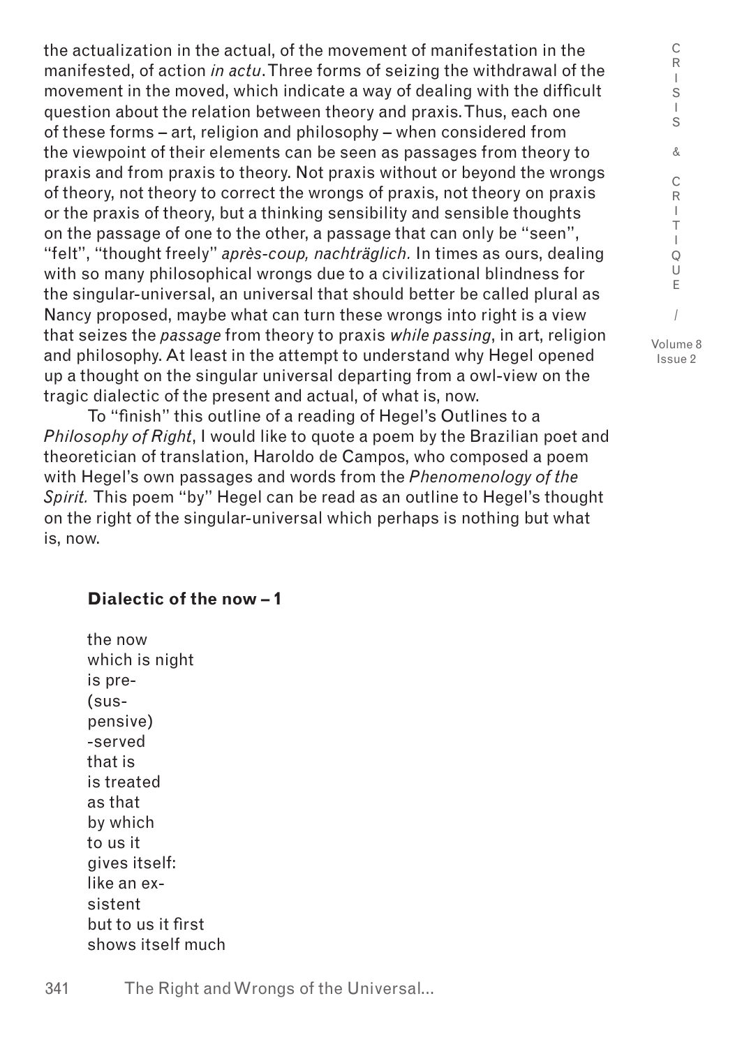the actualization in the actual, of the movement of manifestation in the manifested, of action *in actu*. Three forms of seizing the withdrawal of the movement in the moved, which indicate a way of dealing with the difficult question about the relation between theory and praxis. Thus, each one of these forms – art, religion and philosophy – when considered from the viewpoint of their elements can be seen as passages from theory to praxis and from praxis to theory. Not praxis without or beyond the wrongs of theory, not theory to correct the wrongs of praxis, not theory on praxis or the praxis of theory, but a thinking sensibility and sensible thoughts on the passage of one to the other, a passage that can only be "seen", "felt", "thought freely" *après-coup, nachträglich.* In times as ours, dealing with so many philosophical wrongs due to a civilizational blindness for the singular-universal, an universal that should better be called plural as Nancy proposed, maybe what can turn these wrongs into right is a view that seizes the *passage* from theory to praxis *while passing*, in art, religion and philosophy. At least in the attempt to understand why Hegel opened up a thought on the singular universal departing from a owl-view on the tragic dialectic of the present and actual, of what is, now.

To "finish" this outline of a reading of Hegel's Outlines to a *Philosophy of Right*, I would like to quote a poem by the Brazilian poet and theoretician of translation, Haroldo de Campos, who composed a poem with Hegel's own passages and words from the *Phenomenology of the Spirit.* This poem "by" Hegel can be read as an outline to Hegel's thought on the right of the singular-universal which perhaps is nothing but what is, now.

**Dialectic of the now – 1**

the now
which is night
is pre-
(sus-
pensive)
-served
that is
is treated
as that
by which
to us it
gives itself:
like an ex-
sistent
but to us it first
shows itself much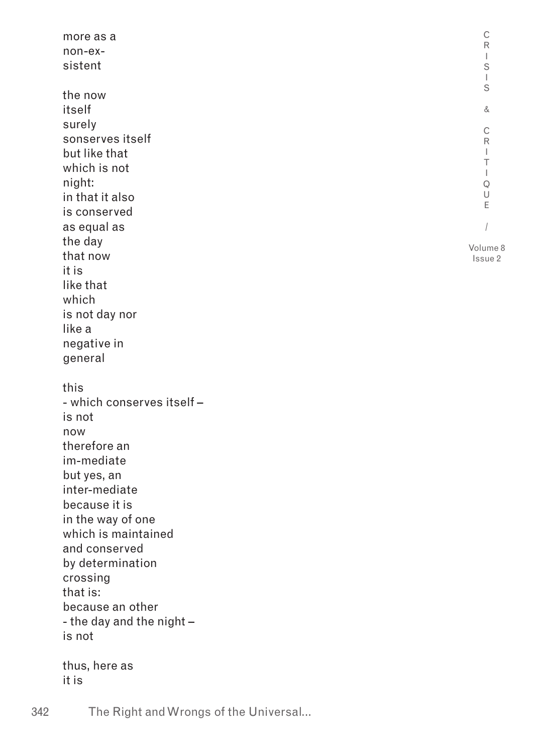more as a
non-ex-
sistent

the now
itself
surely
sonserves itself
but like that
which is not
night:
in that it also
is conserved
as equal as
the day
that now
it is
like that
which
is not day nor
like a
negative in
general

this
- which conserves itself –
is not
now
therefore an
im-mediate
but yes, an
inter-mediate
because it is
in the way of one
which is maintained
and conserved
by determination
crossing
that is:
because an other
- the day and the night –
is not

thus, here as
it is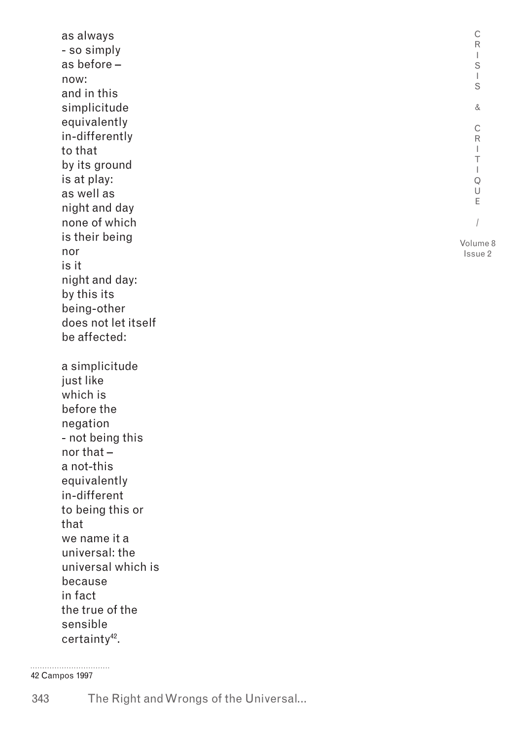as always  
- so simply  
as before –  
now:  
and in this  
simplicitude  
equivalently  
in-differently  
to that  
by its ground  
is at play:  
as well as  
night and day  
none of which  
is their being  
nor  
is it  
night and day:  
by this its  
being-other  
does not let itself  
be affected:

a simplicitude  
just like  
which is  
before the  
negation  
- not being this  
nor that –  
a not-this  
equivalently  
in-different  
to being this or  
that  
we name it a  
universal: the  
universal which is  
because  
in fact  
the true of the  
sensible  
certainty[42].

42 Campos 1997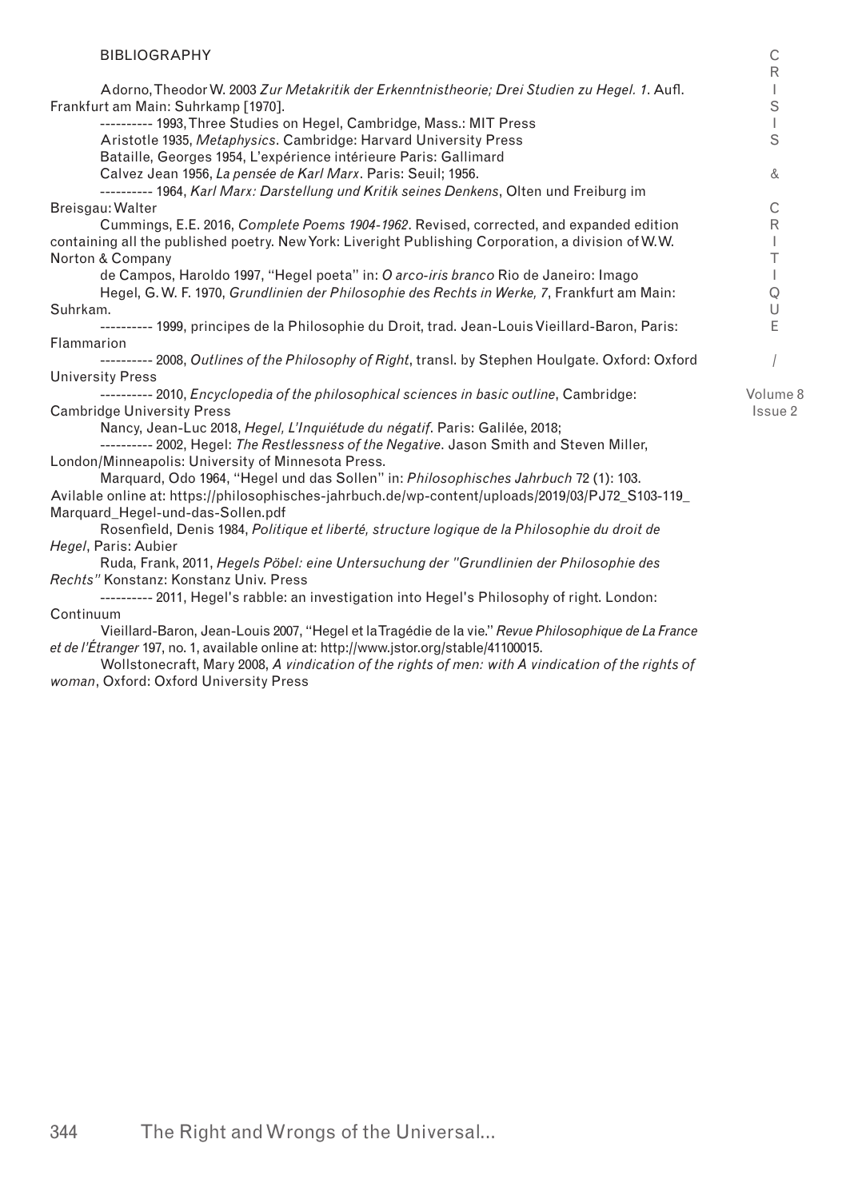BIBLIOGRAPHY

Adorno, Theodor W. 2003 *Zur Metakritik der Erkenntnistheorie; Drei Studien zu Hegel. 1*. Aufl. Frankfurt am Main: Suhrkamp [1970].

---------- 1993, Three Studies on Hegel, Cambridge, Mass.: MIT Press

Aristotle 1935, *Metaphysics*. Cambridge: Harvard University Press

Bataille, Georges 1954, L'expérience intérieure Paris: Gallimard

Calvez Jean 1956, *La pensée de Karl Marx*. Paris: Seuil; 1956.

---------- 1964, *Karl Marx: Darstellung und Kritik seines Denkens*, Olten und Freiburg im Breisgau: Walter

Cummings, E.E. 2016, *Complete Poems 1904-1962*. Revised, corrected, and expanded edition containing all the published poetry. New York: Liveright Publishing Corporation, a division of W.W. Norton & Company

de Campos, Haroldo 1997, "Hegel poeta" in: *O arco-iris branco* Rio de Janeiro: Imago

Hegel, G. W. F. 1970, *Grundlinien der Philosophie des Rechts in Werke, 7*, Frankfurt am Main: Suhrkam.

---------- 1999, principes de la Philosophie du Droit, trad. Jean-Louis Vieillard-Baron, Paris: Flammarion

---------- 2008, *Outlines of the Philosophy of Right*, transl. by Stephen Houlgate. Oxford: Oxford University Press

---------- 2010, *Encyclopedia of the philosophical sciences in basic outline*, Cambridge: Cambridge University Press

Nancy, Jean-Luc 2018, *Hegel, L'Inquiétude du négatif*. Paris: Galilée, 2018;

---------- 2002, Hegel: *The Restlessness of the Negative*. Jason Smith and Steven Miller, London/Minneapolis: University of Minnesota Press.

Marquard, Odo 1964, "Hegel und das Sollen" in: *Philosophisches Jahrbuch* 72 (1): 103. Avilable online at: https://philosophisches-jahrbuch.de/wp-content/uploads/2019/03/PJ72_S103-119_Marquard_Hegel-und-das-Sollen.pdf

Rosenfield, Denis 1984, *Politique et liberté, structure logique de la Philosophie du droit de Hegel*, Paris: Aubier

Ruda, Frank, 2011, *Hegels Pöbel: eine Untersuchung der "Grundlinien der Philosophie des Rechts"* Konstanz: Konstanz Univ. Press

---------- 2011, Hegel's rabble: an investigation into Hegel's Philosophy of right. London: Continuum

Vieillard-Baron, Jean-Louis 2007, "Hegel et la Tragédie de la vie." *Revue Philosophique de La France et de l'Étranger* 197, no. 1, available online at: http://www.jstor.org/stable/41100015.

Wollstonecraft, Mary 2008, *A vindication of the rights of men: with A vindication of the rights of woman*, Oxford: Oxford University Press